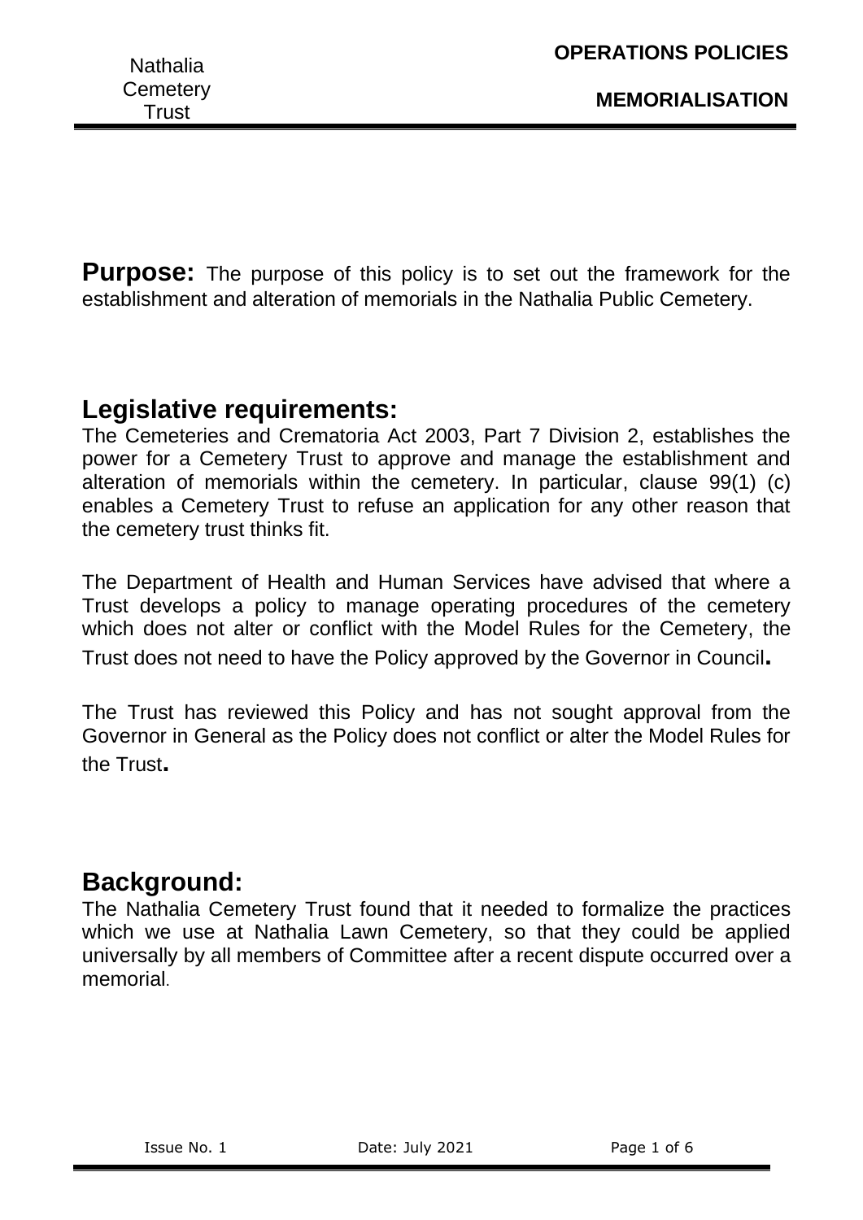**Purpose:** The purpose of this policy is to set out the framework for the establishment and alteration of memorials in the Nathalia Public Cemetery.

## Legislative requirements:

The Cemeteries and Crematoria Act 2003, Part 7 Division 2, establishes the power for a Cemetery Trust to approve and manage the establishment and alteration of memorials within the cemetery. In particular, clause 99(1) (c) enables a Cemetery Trust to refuse an application for any other reason that the cemetery trust thinks fit.

The Department of Health and Human Services have advised that where a Trust develops a policy to manage operating procedures of the cemetery which does not alter or conflict with the Model Rules for the Cemetery, the Trust does not need to have the Policy approved by the Governor in Council.

The Trust has reviewed this Policy and has not sought approval from the Governor in General as the Policy does not conflict or alter the Model Rules for the Trust.

## Background:

The Nathalia Cemetery Trust found that it needed to formalize the practices which we use at Nathalia Lawn Cemetery, so that they could be applied universally by all members of Committee after a recent dispute occurred over a memorial.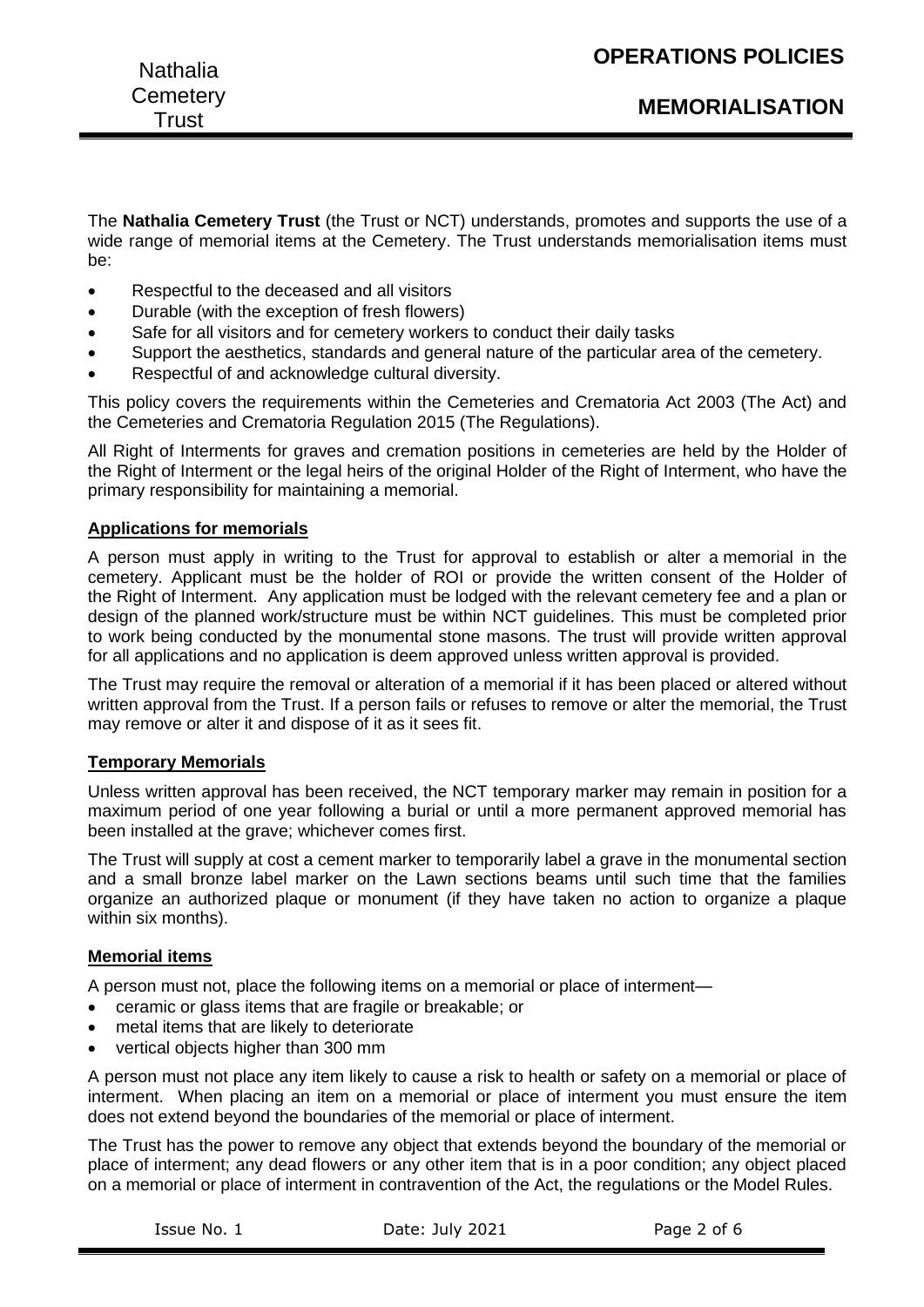The **Nathalia Cemetery Trust** (the Trust or NCT) understands, promotes and supports the use of a wide range of memorial items at the Cemetery. The Trust understands memorialisation items must be:

- Respectful to the deceased and all visitors
- Durable (with the exception of fresh flowers)
- Safe for all visitors and for cemetery workers to conduct their daily tasks
- Support the aesthetics, standards and general nature of the particular area of the cemetery.
- Respectful of and acknowledge cultural diversity.

This policy covers the requirements within the Cemeteries and Crematoria Act 2003 (The Act) and the Cemeteries and Crematoria Regulation 2015 (The Regulations).

All Right of Interments for graves and cremation positions in cemeteries are held by the Holder of the Right of Interment or the legal heirs of the original Holder of the Right of Interment, who have the primary responsibility for maintaining a memorial.

## Applications for memorials

A person must apply in writing to the Trust for approval to establish or alter a memorial in the cemetery. Applicant must be the holder of ROI or provide the written consent of the Holder of the Right of Interment. Any application must be lodged with the relevant cemetery fee and a plan or design of the planned work/structure must be within NCT guidelines. This must be completed prior to work being conducted by the monumental stone masons. The trust will provide written approval for all applications and no application is deem approved unless written approval is provided.

The Trust may require the removal or alteration of a memorial if it has been placed or altered without written approval from the Trust. If a person fails or refuses to remove or alter the memorial, the Trust may remove or alter it and dispose of it as it sees fit.

## Temporary Memorials

Unless written approval has been received, the NCT temporary marker may remain in position for a maximum period of one year following a burial or until a more permanent approved memorial has been installed at the grave; whichever comes first.

The Trust will supply at cost a cement marker to temporarily label a grave in the monumental section and a small bronze label marker on the Lawn sections beams until such time that the families organize an authorized plaque or monument (if they have taken no action to organize a plaque within six months).

## Memorial items

A person must not, place the following items on a memorial or place of interment—

- ceramic or glass items that are fragile or breakable; or
- metal items that are likely to deteriorate
- vertical objects higher than 300 mm

A person must not place any item likely to cause a risk to health or safety on a memorial or place of interment. When placing an item on a memorial or place of interment you must ensure the item does not extend beyond the boundaries of the memorial or place of interment.

The Trust has the power to remove any object that extends beyond the boundary of the memorial or place of interment; any dead flowers or any other item that is in a poor condition; any object placed on a memorial or place of interment in contravention of the Act, the regulations or the Model Rules.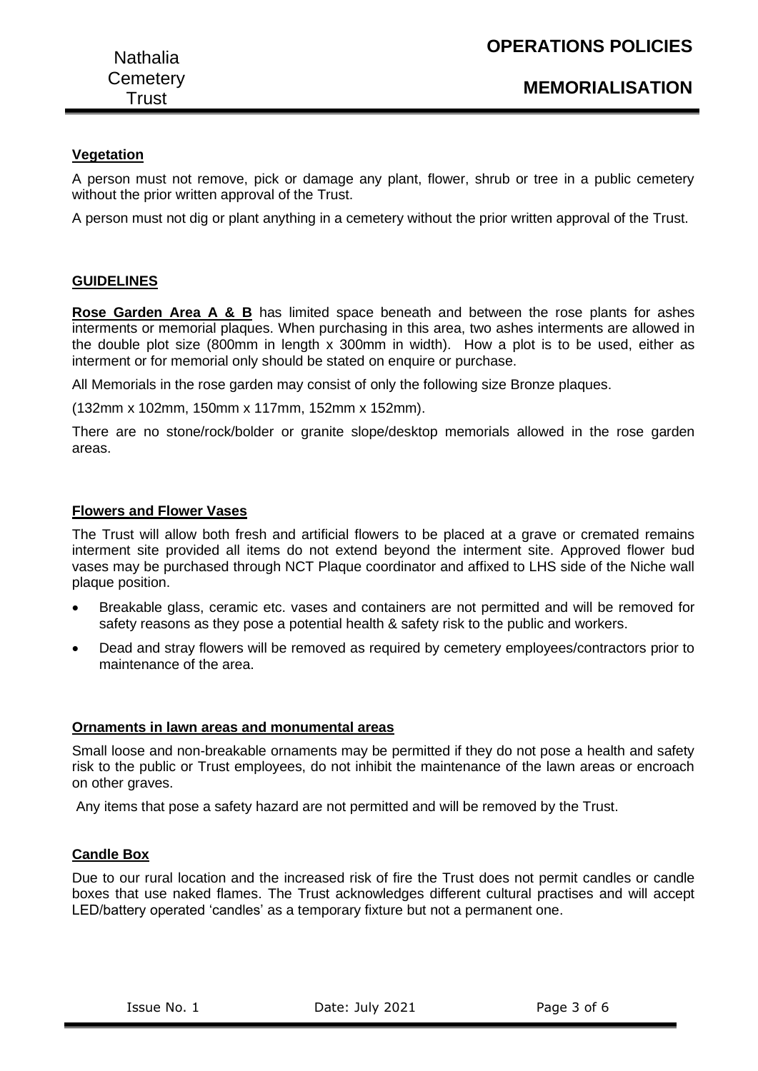### Vegetation

A person must not remove, pick or damage any plant, flower, shrub or tree in a public cemetery without the prior written approval of the Trust.

A person must not dig or plant anything in a cemetery without the prior written approval of the Trust.

### GUIDELINES

**Rose Garden Area A & B** has limited space beneath and between the rose plants for ashes interments or memorial plaques. When purchasing in this area, two ashes interments are allowed in the double plot size (800mm in length x 300mm in width). How a plot is to be used, either as interment or for memorial only should be stated on enquire or purchase.

All Memorials in the rose garden may consist of only the following size Bronze plaques.

(132mm x 102mm, 150mm x 117mm, 152mm x 152mm).

There are no stone/rock/bolder or granite slope/desktop memorials allowed in the rose garden areas.

### Flowers and Flower Vases

The Trust will allow both fresh and artificial flowers to be placed at a grave or cremated remains interment site provided all items do not extend beyond the interment site. Approved flower bud vases may be purchased through NCT Plaque coordinator and affixed to LHS side of the Niche wall plaque position.

- Breakable glass, ceramic etc. vases and containers are not permitted and will be removed for safety reasons as they pose a potential health & safety risk to the public and workers.
- Dead and stray flowers will be removed as required by cemetery employees/contractors prior to maintenance of the area.

### Ornaments in lawn areas and monumental areas

Small loose and non-breakable ornaments may be permitted if they do not pose a health and safety risk to the public or Trust employees, do not inhibit the maintenance of the lawn areas or encroach on other graves.

Any items that pose a safety hazard are not permitted and will be removed by the Trust.

### Candle Box

Due to our rural location and the increased risk of fire the Trust does not permit candles or candle boxes that use naked flames. The Trust acknowledges different cultural practises and will accept LED/battery operated 'candles' as a temporary fixture but not a permanent one.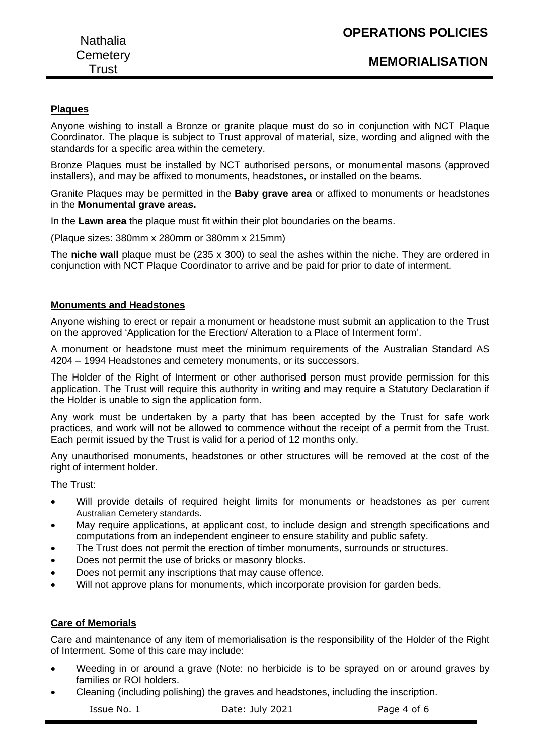## Plaques

Anyone wishing to install a Bronze or granite plaque must do so in conjunction with NCT Plaque Coordinator. The plaque is subject to Trust approval of material, size, wording and aligned with the standards for a specific area within the cemetery.

Bronze Plaques must be installed by NCT authorised persons, or monumental masons (approved installers), and may be affixed to monuments, headstones, or installed on the beams.

Granite Plaques may be permitted in the **Baby grave area** or affixed to monuments or headstones in the **Monumental grave areas.**

In the **Lawn area** the plaque must fit within their plot boundaries on the beams.

(Plaque sizes: 380mm x 280mm or 380mm x 215mm)

The **niche wall** plaque must be (235 x 300) to seal the ashes within the niche. They are ordered in conjunction with NCT Plaque Coordinator to arrive and be paid for prior to date of interment.

## Monuments and Headstones

Anyone wishing to erect or repair a monument or headstone must submit an application to the Trust on the approved 'Application for the Erection/ Alteration to a Place of Interment form'.

A monument or headstone must meet the minimum requirements of the Australian Standard AS 4204 – 1994 Headstones and cemetery monuments, or its successors.

The Holder of the Right of Interment or other authorised person must provide permission for this application. The Trust will require this authority in writing and may require a Statutory Declaration if the Holder is unable to sign the application form.

Any work must be undertaken by a party that has been accepted by the Trust for safe work practices, and work will not be allowed to commence without the receipt of a permit from the Trust. Each permit issued by the Trust is valid for a period of 12 months only.

Any unauthorised monuments, headstones or other structures will be removed at the cost of the right of interment holder.

The Trust:

- Will provide details of required height limits for monuments or headstones as per current Australian Cemetery standards.
- May require applications, at applicant cost, to include design and strength specifications and computations from an independent engineer to ensure stability and public safety.
- The Trust does not permit the erection of timber monuments, surrounds or structures.
- Does not permit the use of bricks or masonry blocks.
- Does not permit any inscriptions that may cause offence.
- Will not approve plans for monuments, which incorporate provision for garden beds.

## Care of Memorials

Care and maintenance of any item of memorialisation is the responsibility of the Holder of the Right of Interment. Some of this care may include:

- Weeding in or around a grave (Note: no herbicide is to be sprayed on or around graves by families or ROI holders.
- Cleaning (including polishing) the graves and headstones, including the inscription.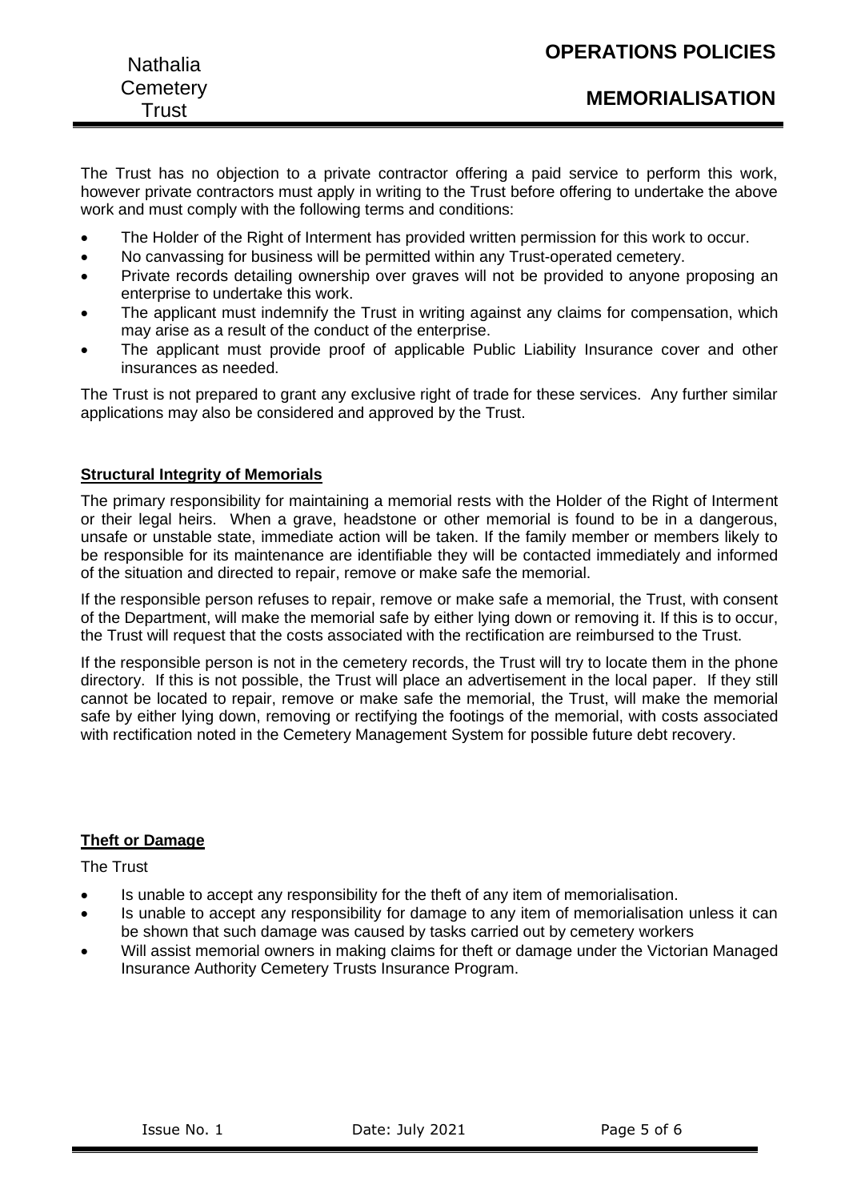The Trust has no objection to a private contractor offering a paid service to perform this work, however private contractors must apply in writing to the Trust before offering to undertake the above work and must comply with the following terms and conditions:

- The Holder of the Right of Interment has provided written permission for this work to occur.
- No canvassing for business will be permitted within any Trust-operated cemetery.
- Private records detailing ownership over graves will not be provided to anyone proposing an enterprise to undertake this work.
- The applicant must indemnify the Trust in writing against any claims for compensation, which may arise as a result of the conduct of the enterprise.
- The applicant must provide proof of applicable Public Liability Insurance cover and other insurances as needed.

The Trust is not prepared to grant any exclusive right of trade for these services. Any further similar applications may also be considered and approved by the Trust.

## Structural Integrity of Memorials

The primary responsibility for maintaining a memorial rests with the Holder of the Right of Interment or their legal heirs. When a grave, headstone or other memorial is found to be in a dangerous, unsafe or unstable state, immediate action will be taken. If the family member or members likely to be responsible for its maintenance are identifiable they will be contacted immediately and informed of the situation and directed to repair, remove or make safe the memorial.

If the responsible person refuses to repair, remove or make safe a memorial, the Trust, with consent of the Department, will make the memorial safe by either lying down or removing it. If this is to occur, the Trust will request that the costs associated with the rectification are reimbursed to the Trust.

If the responsible person is not in the cemetery records, the Trust will try to locate them in the phone directory. If this is not possible, the Trust will place an advertisement in the local paper. If they still cannot be located to repair, remove or make safe the memorial, the Trust, will make the memorial safe by either lying down, removing or rectifying the footings of the memorial, with costs associated with rectification noted in the Cemetery Management System for possible future debt recovery.

## Theft or Damage

The Trust

- Is unable to accept any responsibility for the theft of any item of memorialisation.
- Is unable to accept any responsibility for damage to any item of memorialisation unless it can be shown that such damage was caused by tasks carried out by cemetery workers
- Will assist memorial owners in making claims for theft or damage under the Victorian Managed Insurance Authority Cemetery Trusts Insurance Program.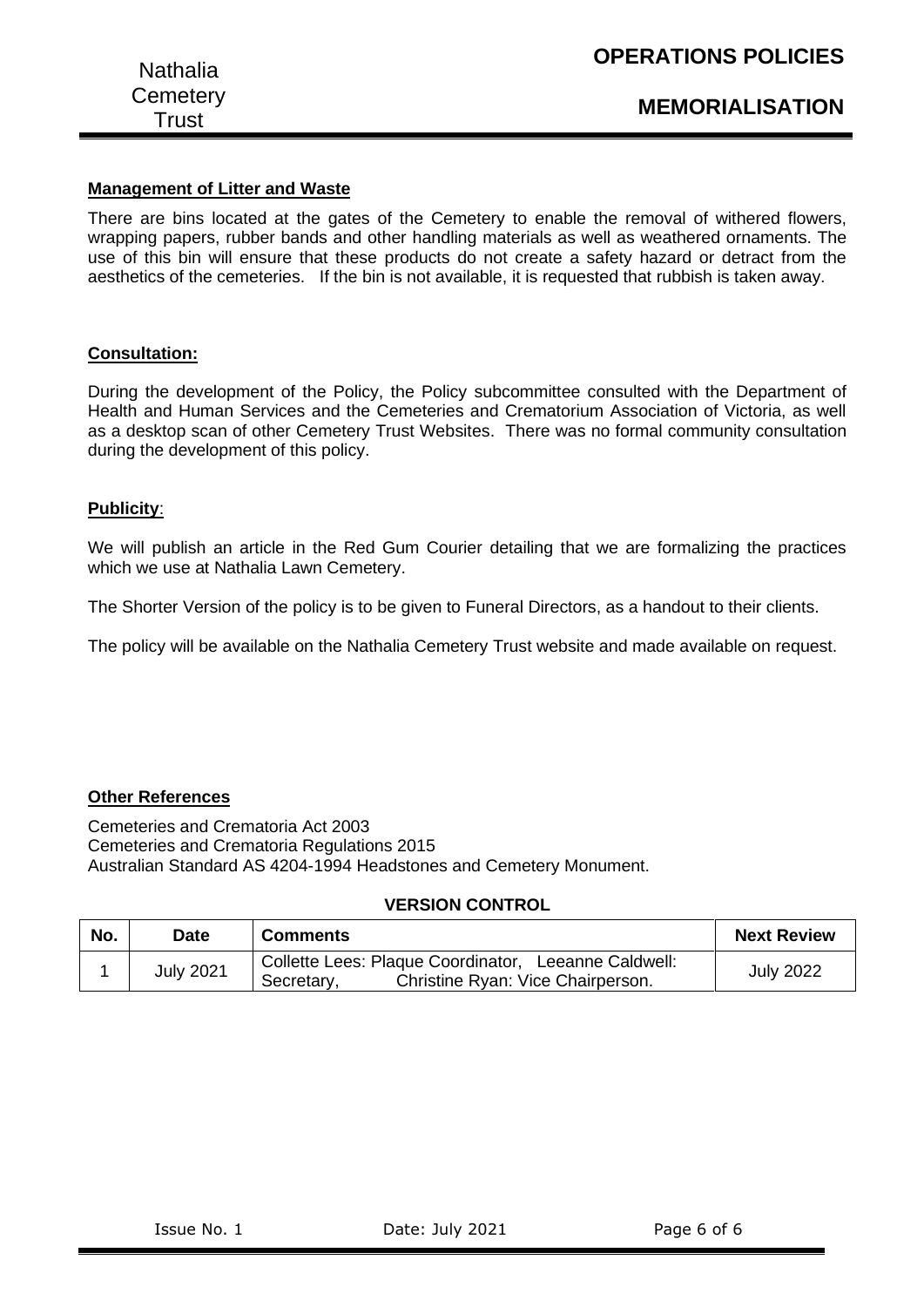### Management of Litter and Waste

There are bins located at the gates of the Cemetery to enable the removal of withered flowers, wrapping papers, rubber bands and other handling materials as well as weathered ornaments. The use of this bin will ensure that these products do not create a safety hazard or detract from the aesthetics of the cemeteries. If the bin is not available, it is requested that rubbish is taken away.

### Consultation:

During the development of the Policy, the Policy subcommittee consulted with the Department of Health and Human Services and the Cemeteries and Crematorium Association of Victoria, as well as a desktop scan of other Cemetery Trust Websites. There was no formal community consultation during the development of this policy.

### Publicity:

We will publish an article in the Red Gum Courier detailing that we are formalizing the practices which we use at Nathalia Lawn Cemetery.

The Shorter Version of the policy is to be given to Funeral Directors, as a handout to their clients.

The policy will be available on the Nathalia Cemetery Trust website and made available on request.

### Other References

Cemeteries and Crematoria Act 2003
Cemeteries and Crematoria Regulations 2015
Australian Standard AS 4204-1994 Headstones and Cemetery Monument.

**VERSION CONTROL**

| No. | Date | Comments | Next Review |
|---|---|---|---|
| 1 | July 2021 | Collette Lees: Plaque Coordinator, Leeanne Caldwell: Secretary, Christine Ryan: Vice Chairperson. | July 2022 |